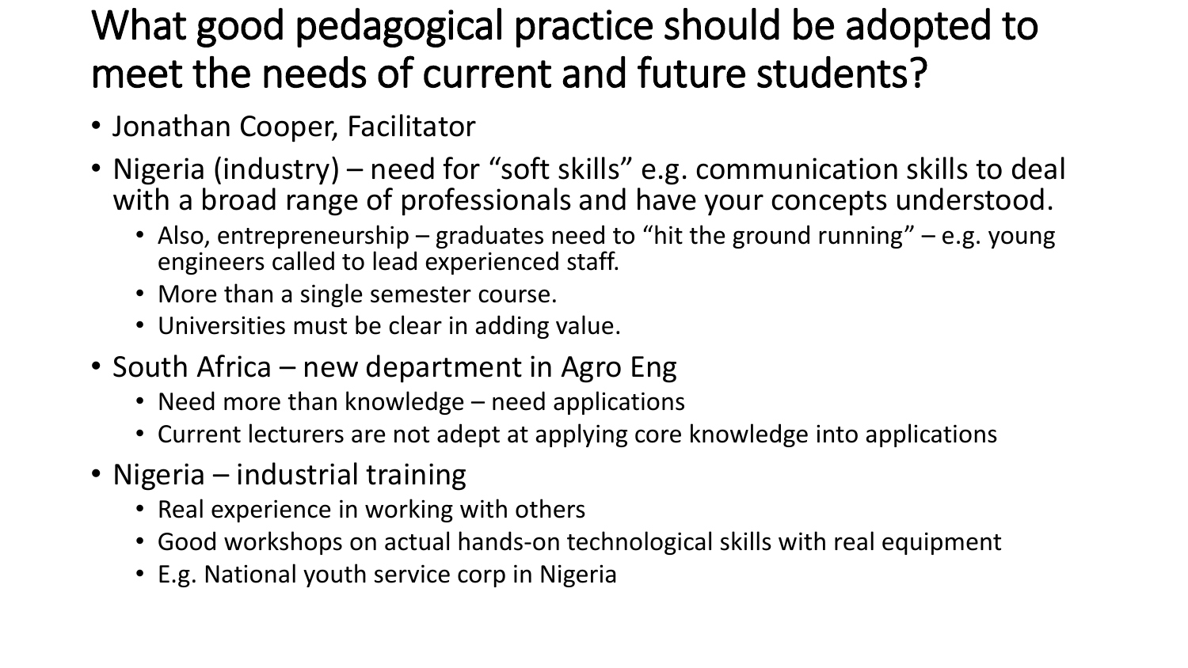# What good pedagogical practice should be adopted to meet the needs of current and future students?

- Jonathan Cooper, Facilitator
- Nigeria (industry) – need for "soft skills" e.g. communication skills to deal with a broad range of professionals and have your concepts understood.
  - Also, entrepreneurship – graduates need to "hit the ground running" – e.g. young engineers called to lead experienced staff.
  - More than a single semester course.
  - Universities must be clear in adding value.
- South Africa – new department in Agro Eng
  - Need more than knowledge – need applications
  - Current lecturers are not adept at applying core knowledge into applications
- Nigeria – industrial training
  - Real experience in working with others
  - Good workshops on actual hands-on technological skills with real equipment
  - E.g. National youth service corp in Nigeria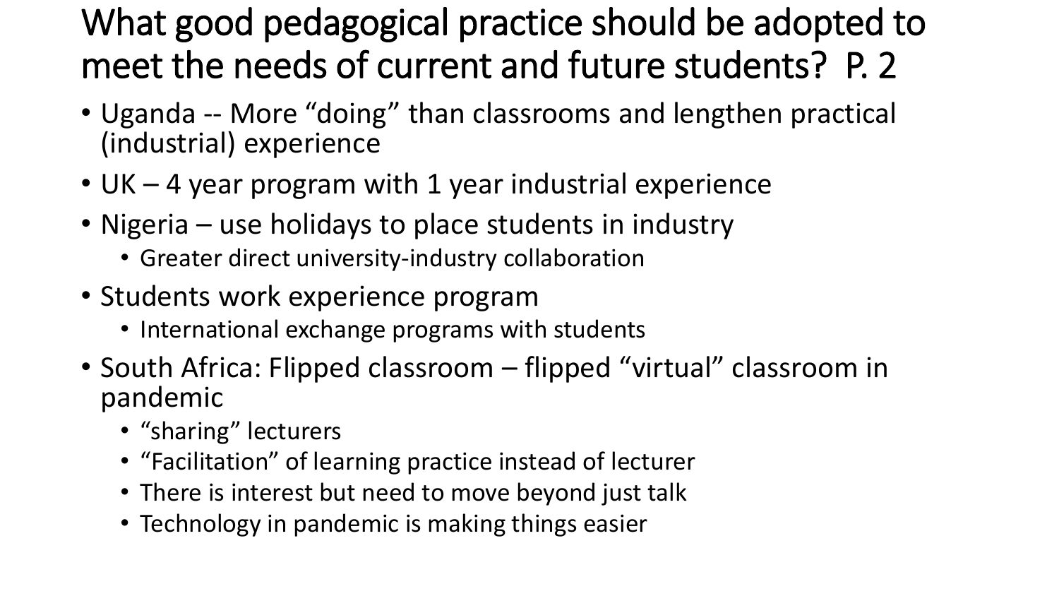# What good pedagogical practice should be adopted to meet the needs of current and future students? P. 2

- Uganda -- More "doing" than classrooms and lengthen practical (industrial) experience
- UK – 4 year program with 1 year industrial experience
- Nigeria – use holidays to place students in industry
  - Greater direct university-industry collaboration
- Students work experience program
  - International exchange programs with students
- South Africa: Flipped classroom – flipped "virtual" classroom in pandemic
  - "sharing" lecturers
  - "Facilitation" of learning practice instead of lecturer
  - There is interest but need to move beyond just talk
  - Technology in pandemic is making things easier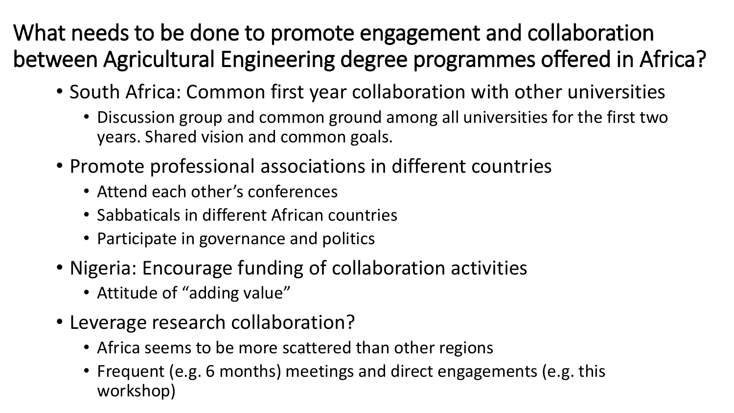# What needs to be done to promote engagement and collaboration between Agricultural Engineering degree programmes offered in Africa?

- South Africa: Common first year collaboration with other universities
  - Discussion group and common ground among all universities for the first two years. Shared vision and common goals.
- Promote professional associations in different countries
  - Attend each other's conferences
  - Sabbaticals in different African countries
  - Participate in governance and politics
- Nigeria: Encourage funding of collaboration activities
  - Attitude of "adding value"
- Leverage research collaboration?
  - Africa seems to be more scattered than other regions
  - Frequent (e.g. 6 months) meetings and direct engagements (e.g. this workshop)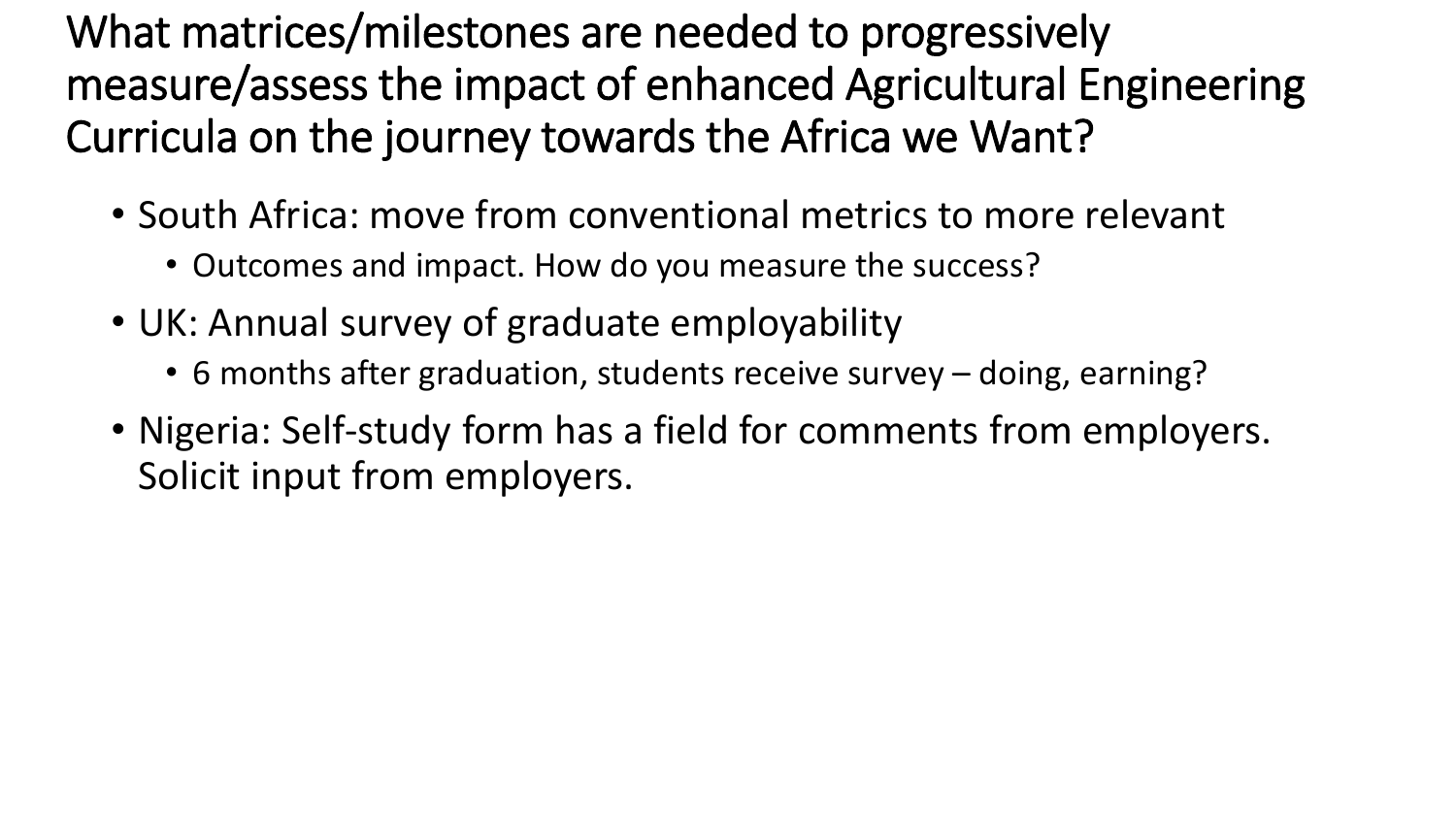# What matrices/milestones are needed to progressively measure/assess the impact of enhanced Agricultural Engineering Curricula on the journey towards the Africa we Want?

- South Africa: move from conventional metrics to more relevant
  - Outcomes and impact. How do you measure the success?
- UK: Annual survey of graduate employability
  - 6 months after graduation, students receive survey – doing, earning?
- Nigeria: Self-study form has a field for comments from employers. Solicit input from employers.